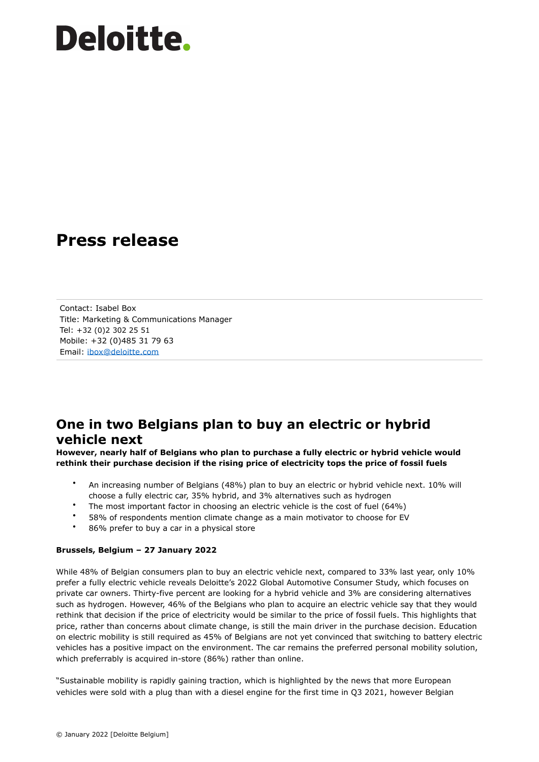Deloitte.

# Press release

Contact: Isabel Box
Title: Marketing & Communications Manager
Tel: +32 (0)2 302 25 51
Mobile: +32 (0)485 31 79 63
Email: [ibox@deloitte.com](mailto:ibox@deloitte.com)

## One in two Belgians plan to buy an electric or hybrid vehicle next

**However, nearly half of Belgians who plan to purchase a fully electric or hybrid vehicle would rethink their purchase decision if the rising price of electricity tops the price of fossil fuels**

- An increasing number of Belgians (48%) plan to buy an electric or hybrid vehicle next. 10% will choose a fully electric car, 35% hybrid, and 3% alternatives such as hydrogen
- The most important factor in choosing an electric vehicle is the cost of fuel (64%)
- 58% of respondents mention climate change as a main motivator to choose for EV
- 86% prefer to buy a car in a physical store

**Brussels, Belgium – 27 January 2022**

While 48% of Belgian consumers plan to buy an electric vehicle next, compared to 33% last year, only 10% prefer a fully electric vehicle reveals Deloitte's 2022 Global Automotive Consumer Study, which focuses on private car owners. Thirty-five percent are looking for a hybrid vehicle and 3% are considering alternatives such as hydrogen. However, 46% of the Belgians who plan to acquire an electric vehicle say that they would rethink that decision if the price of electricity would be similar to the price of fossil fuels. This highlights that price, rather than concerns about climate change, is still the main driver in the purchase decision. Education on electric mobility is still required as 45% of Belgians are not yet convinced that switching to battery electric vehicles has a positive impact on the environment. The car remains the preferred personal mobility solution, which preferrably is acquired in-store (86%) rather than online.

"Sustainable mobility is rapidly gaining traction, which is highlighted by the news that more European vehicles were sold with a plug than with a diesel engine for the first time in Q3 2021, however Belgian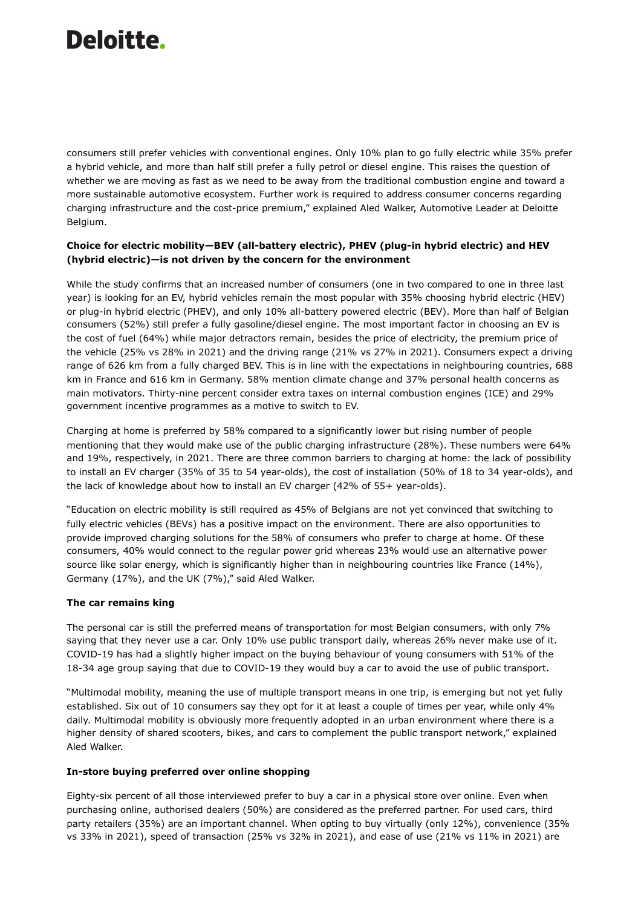consumers still prefer vehicles with conventional engines. Only 10% plan to go fully electric while 35% prefer a hybrid vehicle, and more than half still prefer a fully petrol or diesel engine. This raises the question of whether we are moving as fast as we need to be away from the traditional combustion engine and toward a more sustainable automotive ecosystem. Further work is required to address consumer concerns regarding charging infrastructure and the cost-price premium," explained Aled Walker, Automotive Leader at Deloitte Belgium.

**Choice for electric mobility—BEV (all-battery electric), PHEV (plug-in hybrid electric) and HEV (hybrid electric)—is not driven by the concern for the environment**

While the study confirms that an increased number of consumers (one in two compared to one in three last year) is looking for an EV, hybrid vehicles remain the most popular with 35% choosing hybrid electric (HEV) or plug-in hybrid electric (PHEV), and only 10% all-battery powered electric (BEV). More than half of Belgian consumers (52%) still prefer a fully gasoline/diesel engine. The most important factor in choosing an EV is the cost of fuel (64%) while major detractors remain, besides the price of electricity, the premium price of the vehicle (25% vs 28% in 2021) and the driving range (21% vs 27% in 2021). Consumers expect a driving range of 626 km from a fully charged BEV. This is in line with the expectations in neighbouring countries, 688 km in France and 616 km in Germany. 58% mention climate change and 37% personal health concerns as main motivators. Thirty-nine percent consider extra taxes on internal combustion engines (ICE) and 29% government incentive programmes as a motive to switch to EV.

Charging at home is preferred by 58% compared to a significantly lower but rising number of people mentioning that they would make use of the public charging infrastructure (28%). These numbers were 64% and 19%, respectively, in 2021. There are three common barriers to charging at home: the lack of possibility to install an EV charger (35% of 35 to 54 year-olds), the cost of installation (50% of 18 to 34 year-olds), and the lack of knowledge about how to install an EV charger (42% of 55+ year-olds).

"Education on electric mobility is still required as 45% of Belgians are not yet convinced that switching to fully electric vehicles (BEVs) has a positive impact on the environment. There are also opportunities to provide improved charging solutions for the 58% of consumers who prefer to charge at home. Of these consumers, 40% would connect to the regular power grid whereas 23% would use an alternative power source like solar energy, which is significantly higher than in neighbouring countries like France (14%), Germany (17%), and the UK (7%)," said Aled Walker.

**The car remains king**

The personal car is still the preferred means of transportation for most Belgian consumers, with only 7% saying that they never use a car. Only 10% use public transport daily, whereas 26% never make use of it. COVID-19 has had a slightly higher impact on the buying behaviour of young consumers with 51% of the 18-34 age group saying that due to COVID-19 they would buy a car to avoid the use of public transport.

"Multimodal mobility, meaning the use of multiple transport means in one trip, is emerging but not yet fully established. Six out of 10 consumers say they opt for it at least a couple of times per year, while only 4% daily. Multimodal mobility is obviously more frequently adopted in an urban environment where there is a higher density of shared scooters, bikes, and cars to complement the public transport network," explained Aled Walker.

**In-store buying preferred over online shopping**

Eighty-six percent of all those interviewed prefer to buy a car in a physical store over online. Even when purchasing online, authorised dealers (50%) are considered as the preferred partner. For used cars, third party retailers (35%) are an important channel. When opting to buy virtually (only 12%), convenience (35% vs 33% in 2021), speed of transaction (25% vs 32% in 2021), and ease of use (21% vs 11% in 2021) are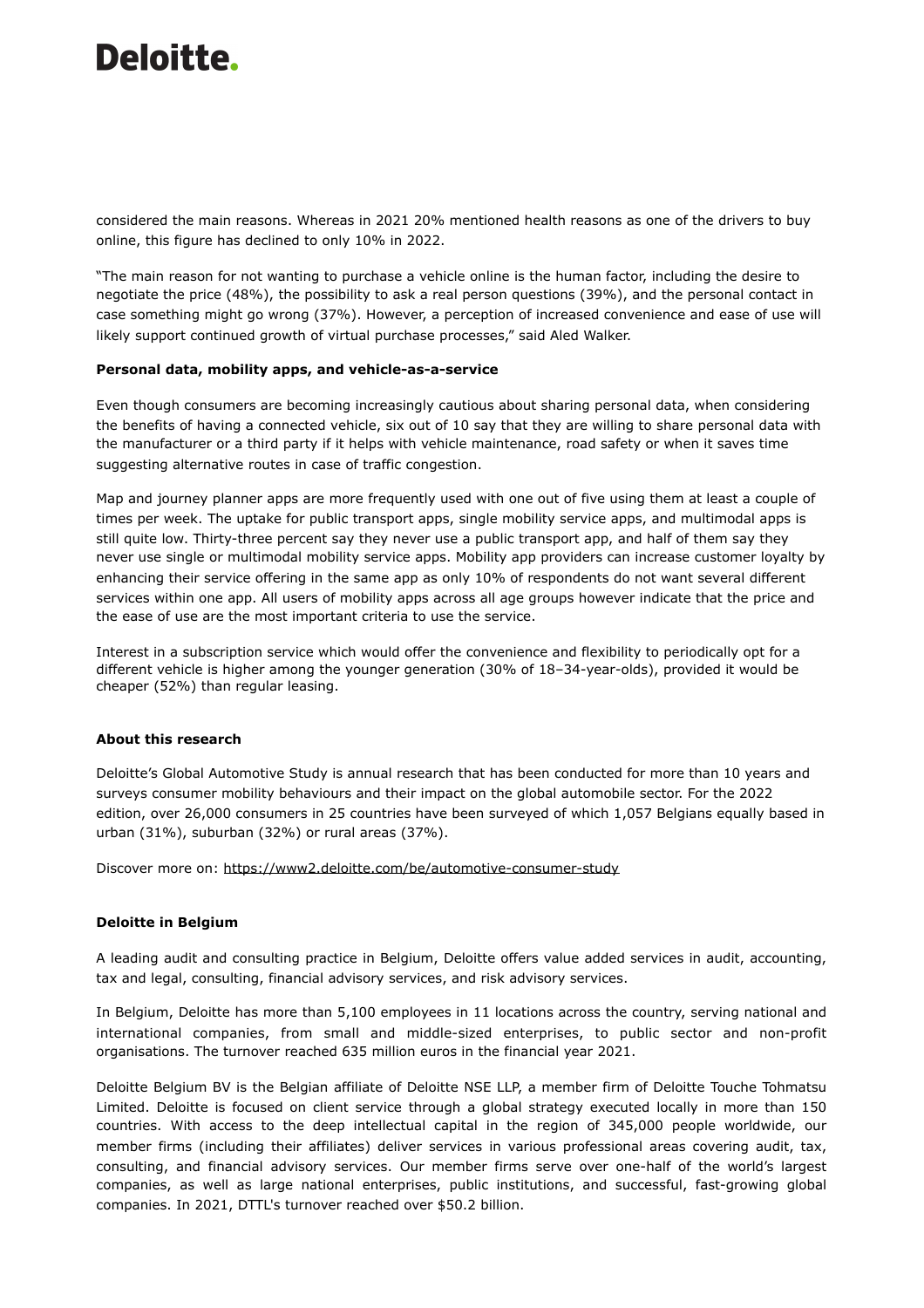considered the main reasons. Whereas in 2021 20% mentioned health reasons as one of the drivers to buy online, this figure has declined to only 10% in 2022.

"The main reason for not wanting to purchase a vehicle online is the human factor, including the desire to negotiate the price (48%), the possibility to ask a real person questions (39%), and the personal contact in case something might go wrong (37%). However, a perception of increased convenience and ease of use will likely support continued growth of virtual purchase processes," said Aled Walker.

**Personal data, mobility apps, and vehicle-as-a-service**

Even though consumers are becoming increasingly cautious about sharing personal data, when considering the benefits of having a connected vehicle, six out of 10 say that they are willing to share personal data with the manufacturer or a third party if it helps with vehicle maintenance, road safety or when it saves time suggesting alternative routes in case of traffic congestion.

Map and journey planner apps are more frequently used with one out of five using them at least a couple of times per week. The uptake for public transport apps, single mobility service apps, and multimodal apps is still quite low. Thirty-three percent say they never use a public transport app, and half of them say they never use single or multimodal mobility service apps. Mobility app providers can increase customer loyalty by enhancing their service offering in the same app as only 10% of respondents do not want several different services within one app. All users of mobility apps across all age groups however indicate that the price and the ease of use are the most important criteria to use the service.

Interest in a subscription service which would offer the convenience and flexibility to periodically opt for a different vehicle is higher among the younger generation (30% of 18–34-year-olds), provided it would be cheaper (52%) than regular leasing.

**About this research**

Deloitte's Global Automotive Study is annual research that has been conducted for more than 10 years and surveys consumer mobility behaviours and their impact on the global automobile sector. For the 2022 edition, over 26,000 consumers in 25 countries have been surveyed of which 1,057 Belgians equally based in urban (31%), suburban (32%) or rural areas (37%).

Discover more on: https://www2.deloitte.com/be/automotive-consumer-study

**Deloitte in Belgium**

A leading audit and consulting practice in Belgium, Deloitte offers value added services in audit, accounting, tax and legal, consulting, financial advisory services, and risk advisory services.

In Belgium, Deloitte has more than 5,100 employees in 11 locations across the country, serving national and international companies, from small and middle-sized enterprises, to public sector and non-profit organisations. The turnover reached 635 million euros in the financial year 2021.

Deloitte Belgium BV is the Belgian affiliate of Deloitte NSE LLP, a member firm of Deloitte Touche Tohmatsu Limited. Deloitte is focused on client service through a global strategy executed locally in more than 150 countries. With access to the deep intellectual capital in the region of 345,000 people worldwide, our member firms (including their affiliates) deliver services in various professional areas covering audit, tax, consulting, and financial advisory services. Our member firms serve over one-half of the world's largest companies, as well as large national enterprises, public institutions, and successful, fast-growing global companies. In 2021, DTTL's turnover reached over $50.2 billion.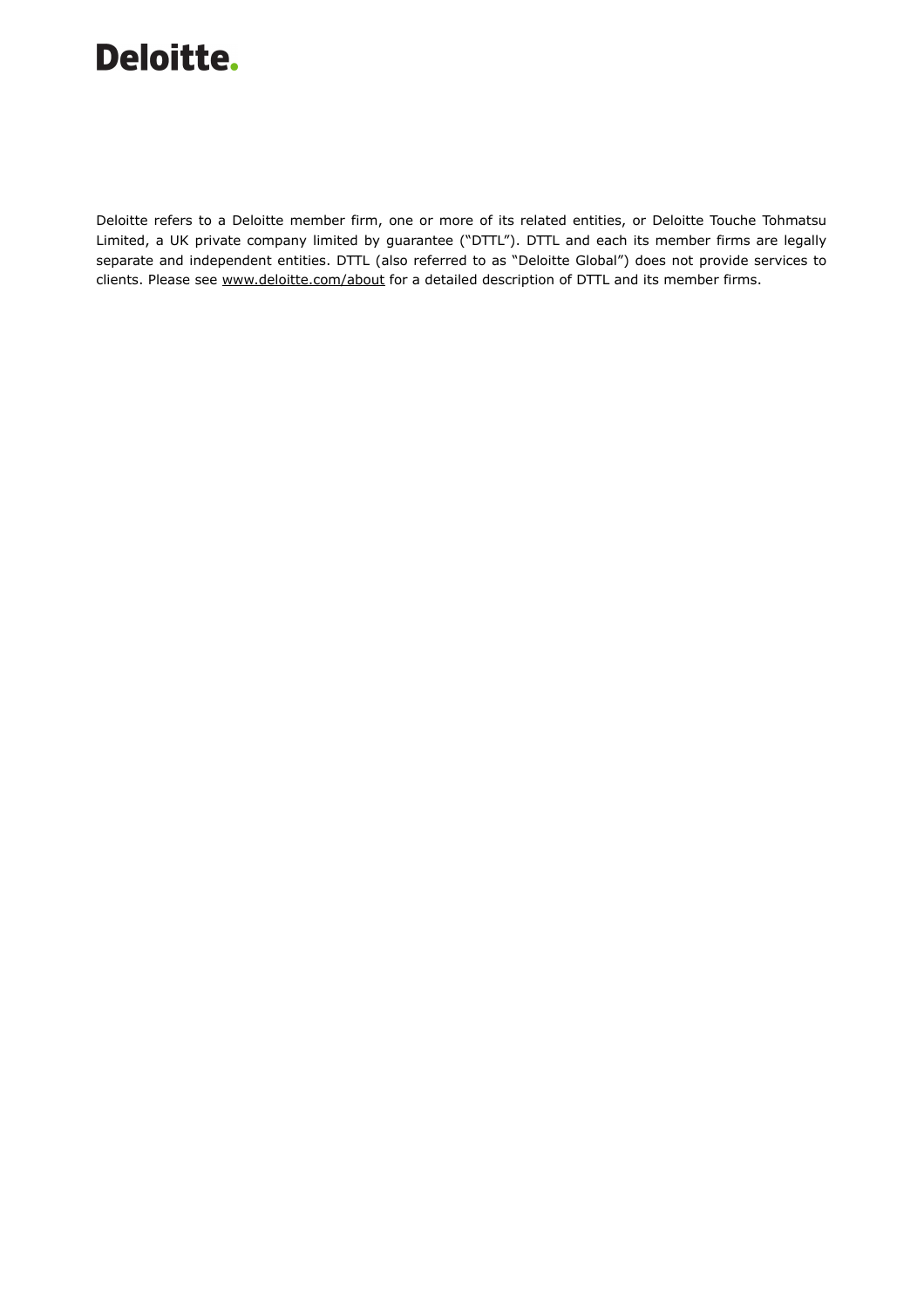**Deloitte.**

Deloitte refers to a Deloitte member firm, one or more of its related entities, or Deloitte Touche Tohmatsu Limited, a UK private company limited by guarantee ("DTTL"). DTTL and each its member firms are legally separate and independent entities. DTTL (also referred to as "Deloitte Global") does not provide services to clients. Please see www.deloitte.com/about for a detailed description of DTTL and its member firms.